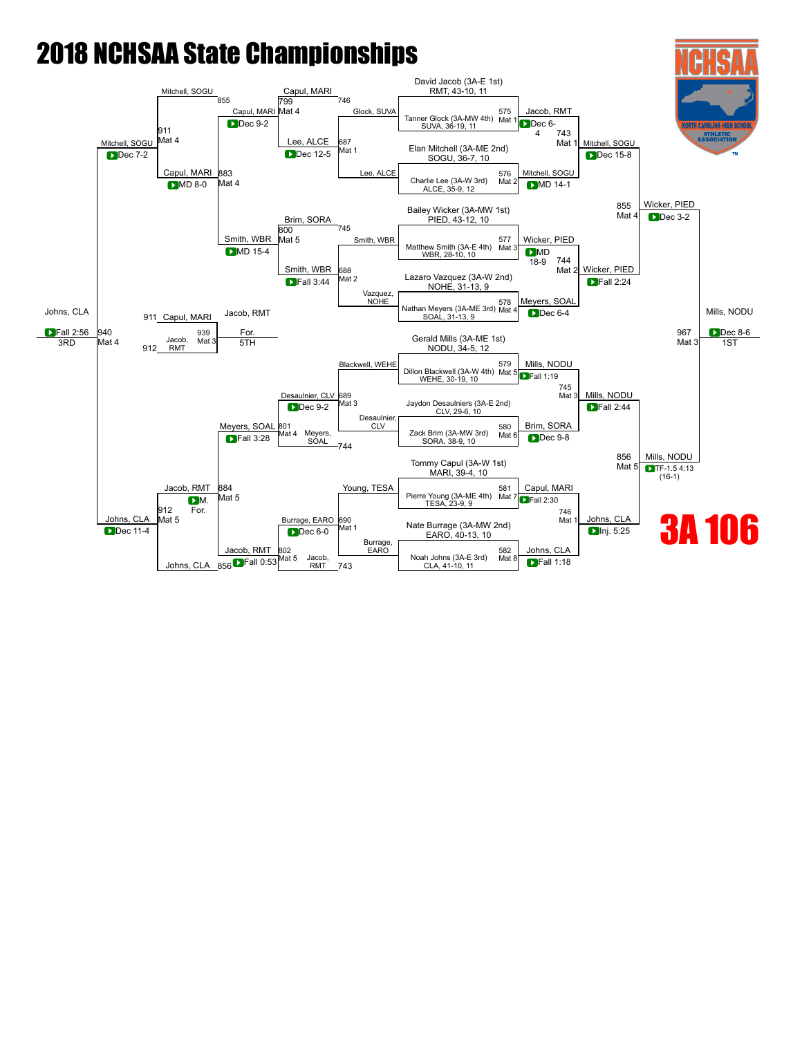# 2018 NCHSAA State Championships

## 3A 106

### Championship Bracket – First Round (Seeded Entrants)

| Bout | Mat | Wrestler | Wrestler | Winner | Result |
|---|---|---|---|---|---|
| 575 | Mat 1 | David Jacob (3A-E 1st) RMT, 43-10, 11 | Tanner Glock (3A-MW 4th) SUVA, 36-19, 11 | Jacob, RMT | Dec 6-4 |
| 576 | Mat 2 | Elan Mitchell (3A-ME 2nd) SOGU, 36-7, 10 | Charlie Lee (3A-W 3rd) ALCE, 35-9, 12 | Mitchell, SOGU | MD 14-1 |
| 577 | Mat 3 | Bailey Wicker (3A-MW 1st) PIED, 43-12, 10 | Matthew Smith (3A-E 4th) WBR, 28-10, 10 | Wicker, PIED | MD 18-9 |
| 578 | Mat 4 | Lazaro Vazquez (3A-W 2nd) NOHE, 31-13, 9 | Nathan Meyers (3A-ME 3rd) SOAL, 31-13, 9 | Meyers, SOAL | Dec 6-4 |
| 579 | Mat 5 | Gerald Mills (3A-ME 1st) NODU, 34-5, 12 | Dillon Blackwell (3A-W 4th) WEHE, 30-19, 10 | Mills, NODU | Fall 1:19 |
| 580 | Mat 6 | Jaydon Desaulniers (3A-E 2nd) CLV, 29-6, 10 | Zack Brim (3A-MW 3rd) SORA, 38-9, 10 | Brim, SORA | Dec 9-8 |
| 581 | Mat 7 | Tommy Capul (3A-W 1st) MARI, 39-4, 10 | Pierre Young (3A-ME 4th) TESA, 23-9, 9 | Capul, MARI | Fall 2:30 |
| 582 | Mat 8 | Nate Burrage (3A-MW 2nd) EARO, 40-13, 10 | Noah Johns (3A-E 3rd) CLA, 41-10, 11 | Johns, CLA | Fall 1:18 |

### Championship Bracket – Quarterfinals, Semifinals, Final

| Bout | Mat | Wrestler | Wrestler | Winner | Result |
|---|---|---|---|---|---|
| 743 | Mat 1 | Jacob, RMT | Mitchell, SOGU | Mitchell, SOGU | Dec 15-8 |
| 744 | Mat 2 | Wicker, PIED | Meyers, SOAL | Wicker, PIED | Fall 2:24 |
| 745 | Mat 3 | Mills, NODU | Brim, SORA | Mills, NODU | Fall 2:44 |
| 746 | Mat 1 | Capul, MARI | Johns, CLA | Johns, CLA | Inj. 5:25 |
| 855 | Mat 4 | Mitchell, SOGU | Wicker, PIED | Wicker, PIED | Dec 3-2 |
| 856 | Mat 5 | Mills, NODU | Johns, CLA | Mills, NODU | TF-1.5 4:13 (16-1) |
| 967 | Mat 3 | Wicker, PIED | Mills, NODU | Mills, NODU (1ST) | Dec 8-6 |

### Consolation Bracket

| Bout | Mat | Wrestler | Wrestler | Winner | Result |
|---|---|---|---|---|---|
| 687 | Mat 1 | Glock, SUVA | Lee, ALCE | Lee, ALCE | Dec 12-5 |
| 688 | Mat 2 | Smith, WBR | Vazquez, NOHE | Smith, WBR | Fall 3:44 |
| 689 | Mat 3 | Blackwell, WEHE | Desaulnier, CLV | Desaulnier, CLV | Dec 9-2 |
| 690 | Mat 1 | Young, TESA | Burrage, EARO | Burrage, EARO | Dec 6-0 |
| 799 | Mat 4 | Capul, MARI | Lee, ALCE | Capul, MARI | Dec 9-2 |
| 800 | Mat 5 | Brim, SORA | Smith, WBR | Smith, WBR | MD 15-4 |
| 801 | Mat 4 | Desaulnier, CLV | Meyers, SOAL | Meyers, SOAL | Fall 3:28 |
| 802 | Mat 5 | Burrage, EARO | Jacob, RMT | Jacob, RMT | Fall 0:53 |
| 883 | Mat 4 | Capul, MARI | Smith, WBR | Capul, MARI | MD 8-0 |
| 884 | Mat 5 | Meyers, SOAL | Jacob, RMT | Jacob, RMT | M. For. |
| 911 | Mat 4 | Mitchell, SOGU | Capul, MARI | Mitchell, SOGU | Dec 7-2 |
| 912 | Mat 5 | Jacob, RMT | Johns, CLA | Johns, CLA | Dec 11-4 |
| 939 | Mat 3 | Capul, MARI | Jacob, RMT | Jacob, RMT (5TH) | For. |
| 940 | Mat 4 | Mitchell, SOGU | Johns, CLA | Johns, CLA (3RD) | Fall 2:56 |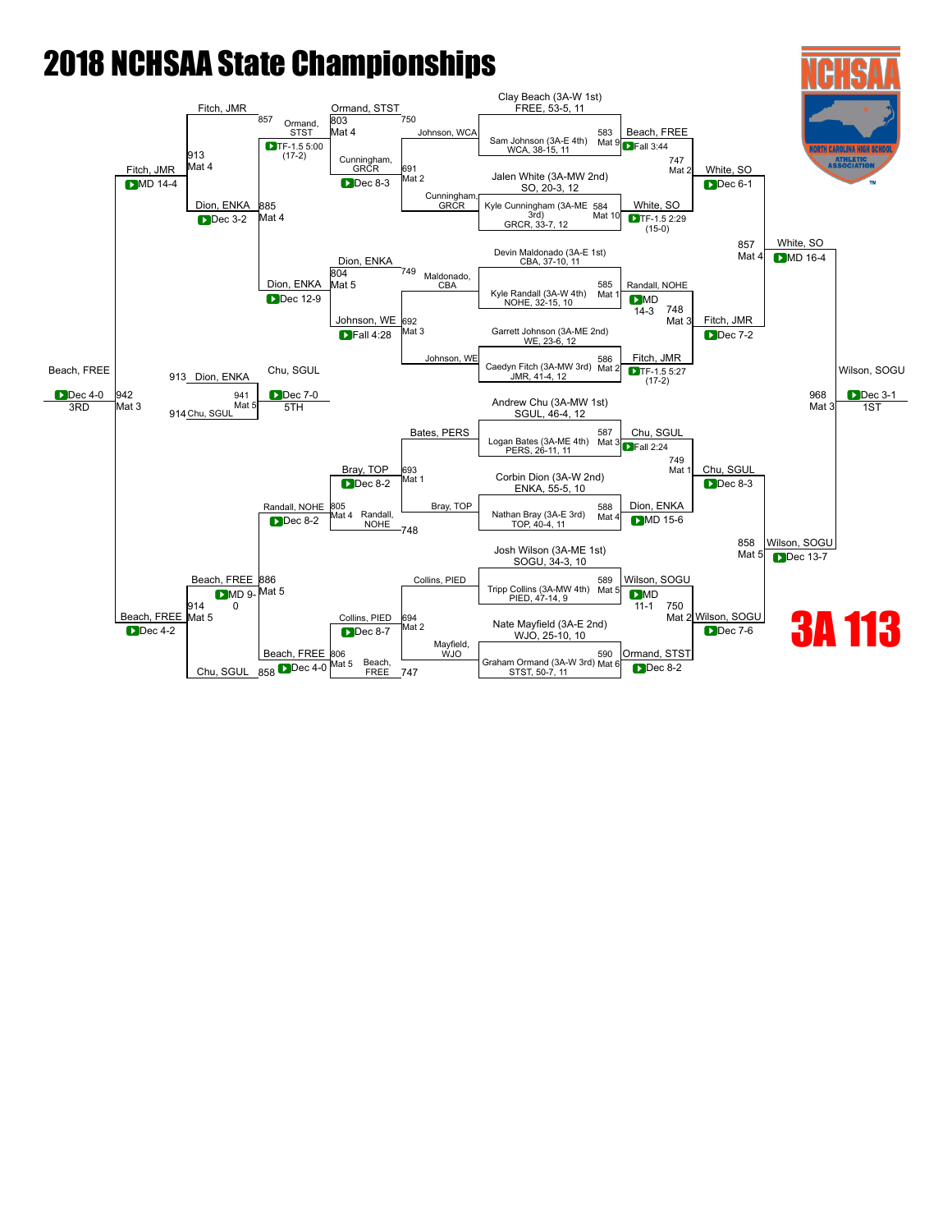# 2018 NCHSAA State Championships

## 3A 113

### Championship Bracket

**First Round**

| Bout | Mat | Wrestler 1 | Wrestler 2 | Winner | Result |
|---|---|---|---|---|---|
| 583 | Mat 9 | Clay Beach (3A-W 1st) FREE, 53-5, 11 | Sam Johnson (3A-E 4th) WCA, 38-15, 11 | Beach, FREE | Fall 3:44 |
| 584 | Mat 10 | Jalen White (3A-MW 2nd) SO, 20-3, 12 | Kyle Cunningham (3A-ME 3rd) GRCR, 33-7, 12 | White, SO | TF-1.5 2:29 (15-0) |
| 585 | Mat 1 | Devin Maldonado (3A-E 1st) CBA, 37-10, 11 | Kyle Randall (3A-W 4th) NOHE, 32-15, 10 | Randall, NOHE | MD 14-3 |
| 586 | Mat 2 | Garrett Johnson (3A-ME 2nd) WE, 23-6, 12 | Caedyn Fitch (3A-MW 3rd) JMR, 41-4, 12 | Fitch, JMR | TF-1.5 5:27 (17-2) |
| 587 | Mat 3 | Andrew Chu (3A-MW 1st) SGUL, 46-4, 12 | Logan Bates (3A-ME 4th) PERS, 26-11, 11 | Chu, SGUL | Fall 2:24 |
| 588 | Mat 4 | Corbin Dion (3A-W 2nd) ENKA, 55-5, 10 | Nathan Bray (3A-E 3rd) TOP, 40-4, 11 | Dion, ENKA | MD 15-6 |
| 589 | Mat 5 | Josh Wilson (3A-ME 1st) SOGU, 34-3, 10 | Tripp Collins (3A-MW 4th) PIED, 47-14, 9 | Wilson, SOGU | MD 11-1 |
| 590 | Mat 6 | Nate Mayfield (3A-E 2nd) WJO, 25-10, 10 | Graham Ormond (3A-W 3rd) STST, 50-7, 11 | Ormond, STST | Dec 8-2 |

**Quarterfinals**

| Bout | Mat | Wrestler 1 | Wrestler 2 | Winner | Result |
|---|---|---|---|---|---|
| 747 | Mat 2 | Beach, FREE | White, SO | White, SO | Dec 6-1 |
| 748 | Mat 3 | Randall, NOHE | Fitch, JMR | Fitch, JMR | Dec 7-2 |
| 749 | Mat 1 | Chu, SGUL | Dion, ENKA | Chu, SGUL | Dec 8-3 |
| 750 | Mat 2 | Wilson, SOGU | Ormond, STST | Wilson, SOGU | Dec 7-6 |

**Semifinals**

| Bout | Mat | Wrestler 1 | Wrestler 2 | Winner | Result |
|---|---|---|---|---|---|
| 857 | Mat 4 | White, SO | Fitch, JMR | White, SO | MD 16-4 |
| 858 | Mat 5 | Chu, SGUL | Wilson, SOGU | Wilson, SOGU | Dec 13-7 |

**Final (1st)**

| Bout | Mat | Wrestler 1 | Wrestler 2 | Winner | Result |
|---|---|---|---|---|---|
| 968 | Mat 3 | White, SO | Wilson, SOGU | Wilson, SOGU | Dec 3-1 |

### Consolation Bracket

| Bout | Mat | Wrestler 1 | Wrestler 2 | Winner | Result |
|---|---|---|---|---|---|
| 691 | Mat 2 | Johnson, WCA | Cunningham, GRCR | Cunningham, GRCR | Dec 8-3 |
| 692 | Mat 3 | Maldonado, CBA | Johnson, WE | Johnson, WE | Fall 4:28 |
| 693 | Mat 1 | Bates, PERS | Bray, TOP | Bray, TOP | Dec 8-2 |
| 694 | Mat 2 | Collins, PIED | Mayfield, WJO | Collins, PIED | Dec 8-7 |
| 803 | Mat 4 | Ormond, STST (750) | Cunningham, GRCR | Ormond, STST | TF-1.5 5:00 (17-2) |
| 804 | Mat 5 | Dion, ENKA (749) | Johnson, WE | Dion, ENKA | Dec 12-9 |
| 805 | Mat 4 | Bray, TOP | Randall, NOHE (748) | Randall, NOHE | Dec 8-2 |
| 806 | Mat 5 | Collins, PIED | Beach, FREE (747) | Beach, FREE | Dec 4-0 |
| 885 | Mat 4 | Fitch, JMR (857) | Ormond, STST | Dion, ENKA | Dec 3-2 |
| 886 | Mat 5 | Randall, NOHE | Beach, FREE | Beach, FREE | MD 9-0 |
| 913 | Mat 4 | Fitch, JMR | Dion, ENKA | Fitch, JMR | MD 14-4 |
| 914 | Mat 5 | Beach, FREE | Chu, SGUL (858) | Beach, FREE | Dec 4-2 |

**3rd Place**

| Bout | Mat | Wrestler 1 | Wrestler 2 | Winner | Result |
|---|---|---|---|---|---|
| 942 | Mat 3 | Fitch, JMR | Beach, FREE | Beach, FREE | Dec 4-0 (3RD) |

**5th Place**

| Bout | Mat | Wrestler 1 | Wrestler 2 | Winner | Result |
|---|---|---|---|---|---|
| 941 | Mat 5 | Dion, ENKA (913) | Chu, SGUL (914) | Chu, SGUL | Dec 7-0 (5TH) |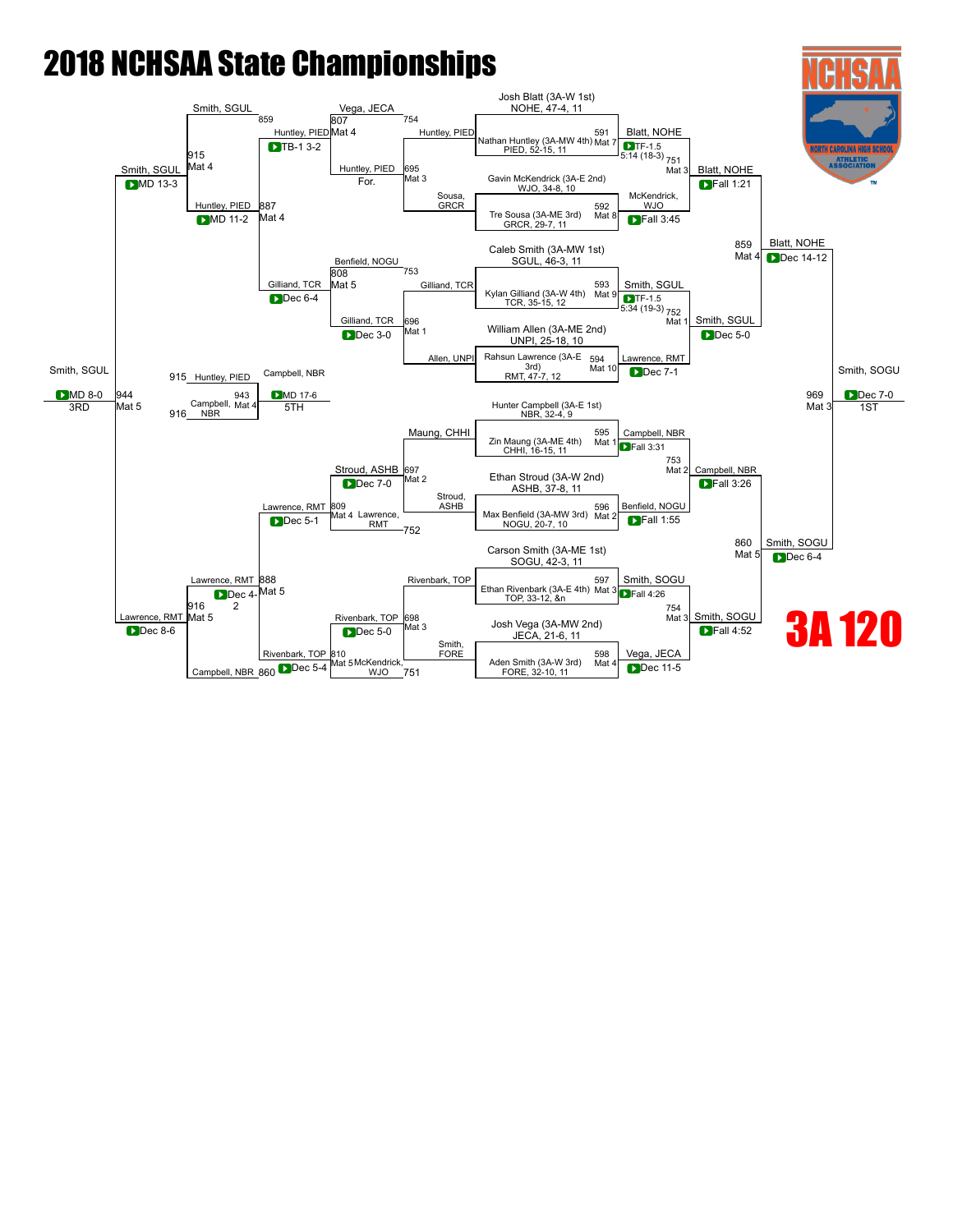# 2018 NCHSAA State Championships

## 3A 120

### Championship Bracket

**Round 1**

| Bout | Mat | Wrestler 1 | Wrestler 2 | Winner | Result |
| --- | --- | --- | --- | --- | --- |
| 591 | Mat 7 | Josh Blatt (3A-W 1st) NOHE, 47-4, 11 | Nathan Huntley (3A-MW 4th) PIED, 52-15, 11 | Blatt, NOHE | TF-1.5 5:14 (18-3) |
| 592 | Mat 8 | Gavin McKendrick (3A-E 2nd) WJO, 34-8, 10 | Tre Sousa (3A-ME 3rd) GRCR, 29-7, 11 | McKendrick, WJO | Fall 3:45 |
| 593 | Mat 9 | Caleb Smith (3A-MW 1st) SGUL, 46-3, 11 | Kylan Gilliand (3A-W 4th) TCR, 35-15, 12 | Smith, SGUL | TF-1.5 5:34 (19-3) |
| 594 | Mat 10 | William Allen (3A-ME 2nd) UNPI, 25-18, 10 | Rahsun Lawrence (3A-E 3rd) RMT, 47-7, 12 | Lawrence, RMT | Dec 7-1 |
| 595 | Mat 1 | Hunter Campbell (3A-E 1st) NBR, 32-4, 9 | Zin Maung (3A-ME 4th) CHHI, 16-15, 11 | Campbell, NBR | Fall 3:31 |
| 596 | Mat 2 | Ethan Stroud (3A-W 2nd) ASHB, 37-8, 11 | Max Benfield (3A-MW 3rd) NOGU, 20-7, 10 | Benfield, NOGU | Fall 1:55 |
| 597 | Mat 3 | Carson Smith (3A-ME 1st) SOGU, 42-3, 11 | Ethan Rivenbark (3A-E 4th) TOP, 33-12, &n | Smith, SOGU | Fall 4:26 |
| 598 | Mat 4 | Josh Vega (3A-MW 2nd) JECA, 21-6, 11 | Aden Smith (3A-W 3rd) FORE, 32-10, 11 | Vega, JECA | Dec 11-5 |

**Quarterfinals**

| Bout | Mat | Winner | Result |
| --- | --- | --- | --- |
| 751 | Mat 3 | Blatt, NOHE | Fall 1:21 |
| 752 | Mat 1 | Smith, SGUL | Dec 5-0 |
| 753 | Mat 2 | Campbell, NBR | Fall 3:26 |
| 754 | Mat 3 | Smith, SOGU | Fall 4:52 |

**Semifinals**

| Bout | Mat | Winner | Result |
| --- | --- | --- | --- |
| 859 | Mat 4 | Blatt, NOHE | Dec 14-12 |
| 860 | Mat 5 | Smith, SOGU | Dec 6-4 |

**Final (1st)**

| Bout | Mat | Winner | Result |
| --- | --- | --- | --- |
| 969 | Mat 3 | Smith, SOGU | Dec 7-0 |

### Consolation Bracket

| Bout | Mat | Wrestlers | Winner | Result |
| --- | --- | --- | --- | --- |
| 695 | Mat 3 | Huntley, PIED / Sousa, GRCR | Huntley, PIED | For. |
| 696 | Mat 1 | Gilliand, TCR / Allen, UNPI | Gilliand, TCR | Dec 3-0 |
| 697 | Mat 2 | Maung, CHHI / Stroud, ASHB | Stroud, ASHB | Dec 7-0 |
| 698 | Mat 3 | Rivenbark, TOP / Smith, FORE | Rivenbark, TOP | Dec 5-0 |
| 807 | Mat 4 | Vega, JECA / Huntley, PIED | Huntley, PIED | TB-1 3-2 |
| 808 | Mat 5 | Benfield, NOGU / Gilliand, TCR | Gilliand, TCR | Dec 6-4 |
| 809 | Mat 4 | Stroud, ASHB / Lawrence, RMT | Lawrence, RMT | Dec 5-1 |
| 810 | Mat 5 | Rivenbark, TOP / McKendrick, WJO | Rivenbark, TOP | Dec 5-4 |
| 887 | Mat 4 | Huntley, PIED / Gilliand, TCR | Huntley, PIED | MD 11-2 |
| 888 | Mat 5 | Lawrence, RMT / Rivenbark, TOP | Lawrence, RMT | Dec 4-2 |
| 915 | Mat 4 | Smith, SGUL / Huntley, PIED | Smith, SGUL | MD 13-3 |
| 916 | Mat 5 | Lawrence, RMT / Campbell, NBR | Lawrence, RMT | Dec 8-6 |

**3rd Place (944, Mat 5):** Smith, SGUL — MD 8-0 — 3RD

**5th Place (943, Mat 4):** Huntley, PIED / Campbell, NBR — Campbell, NBR — MD 17-6 — 5TH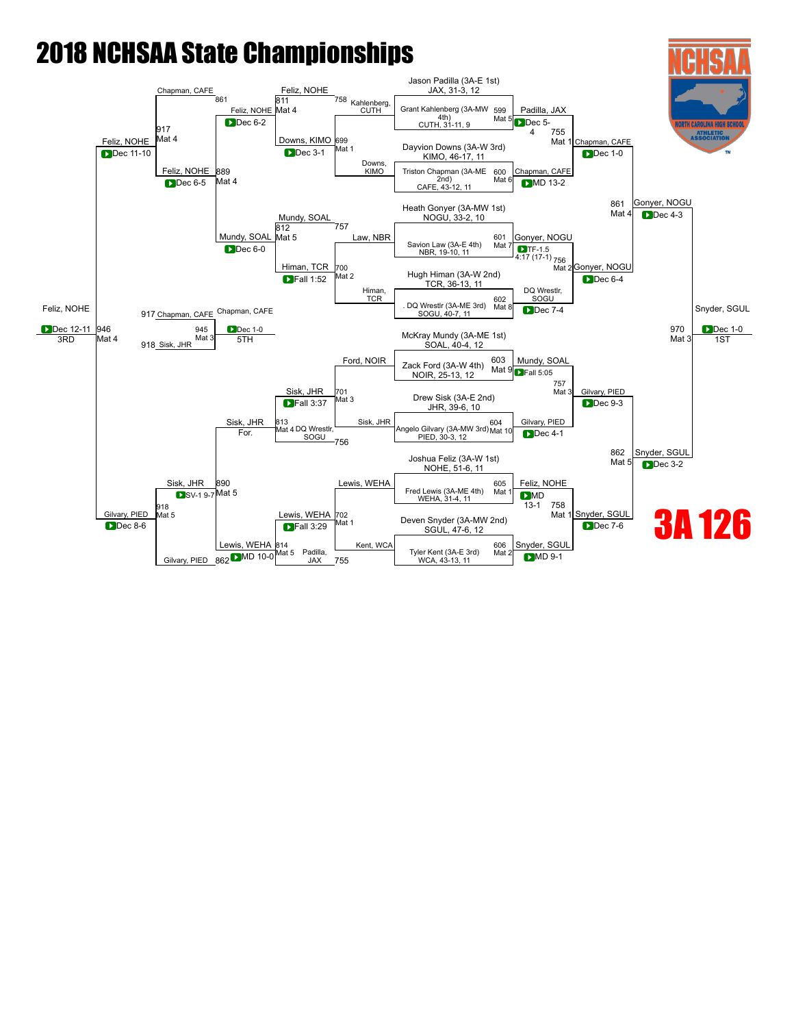# 2018 NCHSAA State Championships

## 3A 126

### Championship Bracket

**First Round (Championship)**

| Bout | Mat | Wrestler | Wrestler | Winner | Result |
|---|---|---|---|---|---|
| 599 | Mat 5 | Jason Padilla (3A-E 1st) JAX, 31-3, 12 | Grant Kahlenberg (3A-MW 4th) CUTH, 31-11, 9 | Padilla, JAX | Dec 5-4 |
| 600 | Mat 6 | Dayvion Downs (3A-W 3rd) KIMO, 46-17, 11 | Triston Chapman (3A-ME 2nd) CAFE, 43-12, 11 | Chapman, CAFE | MD 13-2 |
| 601 | Mat 7 | Heath Gonyer (3A-MW 1st) NOGU, 33-2, 10 | Savion Law (3A-E 4th) NBR, 19-10, 11 | Gonyer, NOGU | TF-1.5 4:17 (17-1) |
| 602 | Mat 8 | Hugh Himan (3A-W 2nd) TCR, 36-13, 11 | . DQ Wrestlr (3A-ME 3rd) SOGU, 40-7, 11 | DQ Wrestlr, SOGU | Dec 7-4 |
| 603 | Mat 9 | McKray Mundy (3A-ME 1st) SOAL, 40-4, 12 | Zack Ford (3A-W 4th) NOIR, 25-13, 12 | Mundy, SOAL | Fall 5:05 |
| 604 | Mat 10 | Drew Sisk (3A-E 2nd) JHR, 39-6, 10 | Angelo Gilvary (3A-MW 3rd) PIED, 30-3, 12 | Gilvary, PIED | Dec 4-1 |
| 605 | Mat 1 | Joshua Feliz (3A-W 1st) NOHE, 51-6, 11 | Fred Lewis (3A-ME 4th) WEHA, 31-4, 11 | Feliz, NOHE | MD 13-1 |
| 606 | Mat 2 | Deven Snyder (3A-MW 2nd) SGUL, 47-6, 12 | Tyler Kent (3A-E 3rd) WCA, 43-13, 11 | Snyder, SGUL | MD 9-1 |

**Semifinals**

| Bout | Mat | Wrestler | Wrestler | Winner | Result |
|---|---|---|---|---|---|
| 755 | Mat 1 | Padilla, JAX | Chapman, CAFE | Chapman, CAFE | Dec 1-0 |
| 756 | Mat 2 | Gonyer, NOGU | DQ Wrestlr, SOGU | Gonyer, NOGU | Dec 6-4 |
| 757 | Mat 3 | Mundy, SOAL | Gilvary, PIED | Gilvary, PIED | Dec 9-3 |
| 758 | Mat 1 | Feliz, NOHE | Snyder, SGUL | Snyder, SGUL | Dec 7-6 |

**Finals**

| Bout | Mat | Wrestler | Wrestler | Winner | Result |
|---|---|---|---|---|---|
| 861 | Mat 4 | Chapman, CAFE | Gonyer, NOGU | Gonyer, NOGU | Dec 4-3 |
| 862 | Mat 5 | Gilvary, PIED | Snyder, SGUL | Snyder, SGUL | Dec 3-2 |
| 970 | Mat 3 | Gonyer, NOGU | Snyder, SGUL | Snyder, SGUL (1ST) | Dec 1-0 |

### Consolation Bracket

| Bout | Mat | Wrestler | Wrestler | Winner | Result |
|---|---|---|---|---|---|
| 699 | Mat 1 | Kahlenberg, CUTH | Downs, KIMO | Downs, KIMO | Dec 3-1 |
| 700 | Mat 2 | Law, NBR | Himan, TCR | Himan, TCR | Fall 1:52 |
| 701 | Mat 3 | Ford, NOIR | Sisk, JHR | Sisk, JHR | Fall 3:37 |
| 702 | Mat 1 | Lewis, WEHA | Kent, WCA | Lewis, WEHA | Fall 3:29 |
| 811 | Mat 4 | Feliz, NOHE | Downs, KIMO | Feliz, NOHE | Dec 6-2 |
| 812 | Mat 5 | Mundy, SOAL | Himan, TCR | Mundy, SOAL | Dec 6-0 |
| 813 | Mat 4 | Sisk, JHR | DQ Wrestlr, SOGU | Sisk, JHR | For. |
| 814 | Mat 5 | Lewis, WEHA | Padilla, JAX | Lewis, WEHA | MD 10-0 |
| 889 | Mat 4 | Chapman, CAFE | Feliz, NOHE | Feliz, NOHE | Dec 6-5 |
| 890 | Mat 5 | Sisk, JHR | Lewis, WEHA | Sisk, JHR | SV-1 9-7 |
| 917 | Mat 4 | Mundy, SOAL | Feliz, NOHE | Feliz, NOHE | Dec 11-10 |
| 918 | Mat 5 | Sisk, JHR | Gilvary, PIED | Gilvary, PIED | Dec 8-6 |
| 946 | Mat 4 | Feliz, NOHE | Gilvary, PIED | Feliz, NOHE (3RD) | Dec 12-11 |
| 945 | Mat 3 | Chapman, CAFE | Sisk, JHR | Chapman, CAFE (5TH) | Dec 1-0 |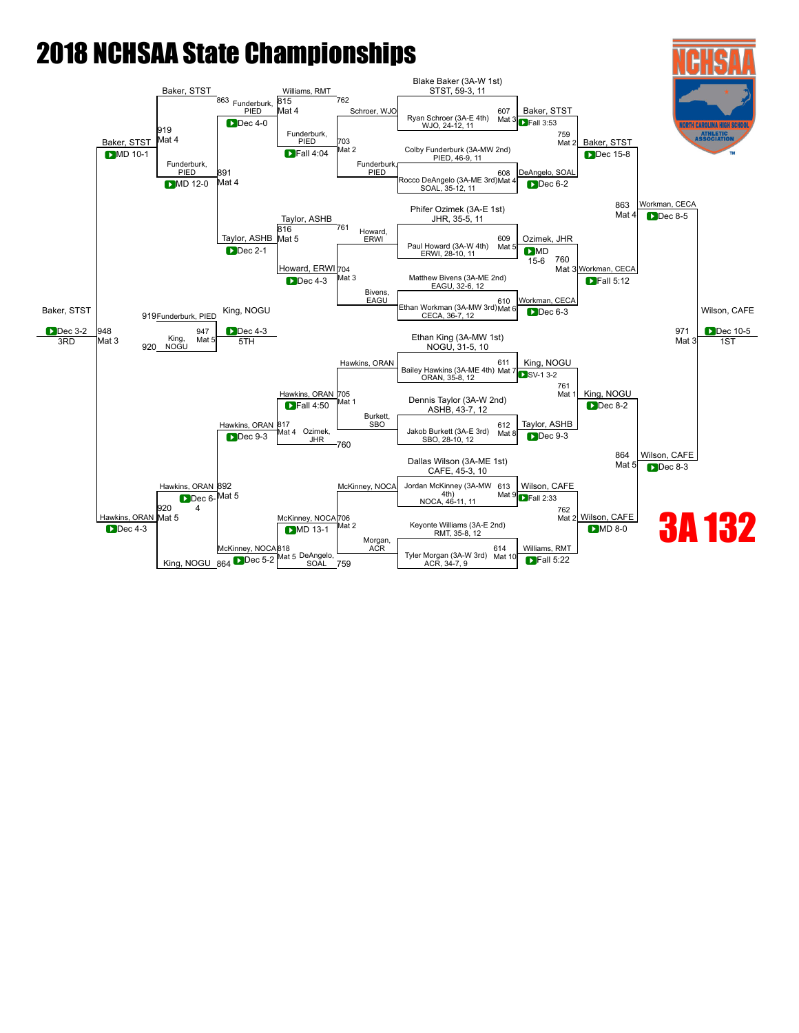# 2018 NCHSAA State Championships

## 3A 132

### Championship Bracket

**First Round**

| Bout | Mat | Wrestler | Wrestler | Winner | Result |
|---|---|---|---|---|---|
| 607 | Mat 3 | Blake Baker (3A-W 1st) STST, 59-3, 11 | Ryan Schroer (3A-E 4th) WJO, 24-12, 11 | Baker, STST | Fall 3:53 |
| 608 | Mat 4 | Colby Funderburk (3A-MW 2nd) PIED, 46-9, 11 | Rocco DeAngelo (3A-ME 3rd) SOAL, 35-12, 11 | DeAngelo, SOAL | Dec 6-2 |
| 609 | Mat 5 | Phifer Ozimek (3A-E 1st) JHR, 35-5, 11 | Paul Howard (3A-W 4th) ERWI, 28-10, 11 | Ozimek, JHR | MD 15-6 |
| 610 | Mat 6 | Matthew Bivens (3A-ME 2nd) EAGU, 32-6, 12 | Ethan Workman (3A-MW 3rd) CECA, 36-7, 12 | Workman, CECA | Dec 6-3 |
| 611 | Mat 7 | Ethan King (3A-MW 1st) NOGU, 31-5, 10 | Bailey Hawkins (3A-ME 4th) ORAN, 35-8, 12 | King, NOGU | SV-1 3-2 |
| 612 | Mat 8 | Dennis Taylor (3A-W 2nd) ASHB, 43-7, 12 | Jakob Burkett (3A-E 3rd) SBO, 28-10, 12 | Taylor, ASHB | Dec 9-3 |
| 613 | Mat 9 | Dallas Wilson (3A-ME 1st) CAFE, 45-3, 10 | Jordan McKinney (3A-MW 4th) NOCA, 46-11, 11 | Wilson, CAFE | Fall 2:33 |
| 614 | Mat 10 | Keyonte Williams (3A-E 2nd) RMT, 35-8, 12 | Tyler Morgan (3A-W 3rd) ACR, 34-7, 9 | Williams, RMT | Fall 5:22 |

**Quarterfinals**

| Bout | Mat | Winner | Result |
|---|---|---|---|
| 759 | Mat 2 | Baker, STST | Dec 15-8 |
| 760 | Mat 3 | Workman, CECA | Fall 5:12 |
| 761 | Mat 1 | King, NOGU | Dec 8-2 |
| 762 | Mat 2 | Wilson, CAFE | MD 8-0 |

**Semifinals**

| Bout | Mat | Winner | Result |
|---|---|---|---|
| 863 | Mat 4 | Workman, CECA | Dec 8-5 |
| 864 | Mat 5 | Wilson, CAFE | Dec 8-3 |

**Championship**

| Bout | Mat | Winner | Result | Place |
|---|---|---|---|---|
| 971 | Mat 3 | Wilson, CAFE | Dec 10-5 | 1ST |

### Consolation Bracket

| Bout | Mat | Wrestlers | Winner | Result |
|---|---|---|---|---|
| 703 | Mat 2 | Schroer, WJO vs Funderburk, PIED | Funderburk, PIED | Fall 4:04 |
| 704 | Mat 3 | Howard, ERWI vs Bivens, EAGU | Howard, ERWI | Dec 4-3 |
| 705 | Mat 1 | Hawkins, ORAN vs Burkett, SBO | Hawkins, ORAN | Fall 4:50 |
| 706 | Mat 2 | McKinney, NOCA vs Morgan, ACR | McKinney, NOCA | MD 13-1 |
| 815 | Mat 4 | Williams, RMT vs Funderburk, PIED | Funderburk, PIED | Dec 4-0 |
| 816 | Mat 5 | Taylor, ASHB vs Howard, ERWI | Taylor, ASHB | Dec 2-1 |
| 817 | Mat 4 | Hawkins, ORAN vs Ozimek, JHR | Hawkins, ORAN | Dec 9-3 |
| 818 | Mat 5 | McKinney, NOCA vs DeAngelo, SOAL | McKinney, NOCA | Dec 5-2 |
| 891 | Mat 4 | Funderburk, PIED vs Taylor, ASHB | Funderburk, PIED | MD 12-0 |
| 892 | Mat 5 | Hawkins, ORAN vs McKinney, NOCA | Hawkins, ORAN | Dec 6-4 |
| 919 | Mat 4 | Baker, STST vs Funderburk, PIED | Baker, STST | MD 10-1 |
| 920 | Mat 5 | Hawkins, ORAN vs King, NOGU | Hawkins, ORAN | Dec 4-3 |

**Placement Matches**

| Bout | Mat | Wrestlers | Winner | Result | Place |
|---|---|---|---|---|---|
| 948 | Mat 3 | Baker, STST vs Hawkins, ORAN | Baker, STST | Dec 3-2 | 3RD |
| 947 | Mat 5 | Funderburk, PIED vs King, NOGU | King, NOGU | Dec 4-3 | 5TH |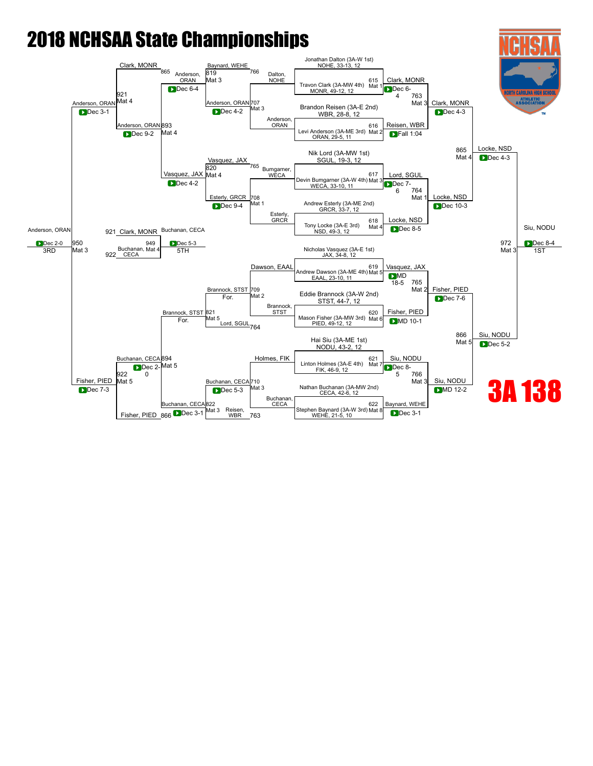# 2018 NCHSAA State Championships

## 3A 138

### Championship Bracket

**First Round**

| Bout | Mat | Wrestler | Wrestler | Winner | Result |
|---|---|---|---|---|---|
| 615 | Mat 1 | Jonathan Dalton (3A-W 1st) NOHE, 33-13, 12 | Travon Clark (3A-MW 4th) MONR, 49-12, 12 | Clark, MONR | Dec 6-4 |
| 616 | Mat 2 | Brandon Reisen (3A-E 2nd) WBR, 28-8, 12 | Levi Anderson (3A-ME 3rd) ORAN, 29-5, 11 | Reisen, WBR | Fall 1:04 |
| 617 | Mat 3 | Nik Lord (3A-MW 1st) SGUL, 19-3, 12 | Devin Bumgarner (3A-W 4th) WECA, 33-10, 11 | Lord, SGUL | Dec 7-6 |
| 618 | Mat 4 | Andrew Esterly (3A-ME 2nd) GRCR, 33-7, 12 | Tony Locke (3A-E 3rd) NSD, 49-3, 12 | Locke, NSD | Dec 8-5 |
| 619 | Mat 5 | Nicholas Vasquez (3A-E 1st) JAX, 34-8, 12 | Andrew Dawson (3A-ME 4th) EAAL, 23-10, 11 | Vasquez, JAX | MD 18-5 |
| 620 | Mat 6 | Eddie Brannock (3A-W 2nd) STST, 44-7, 12 | Mason Fisher (3A-MW 3rd) PIED, 49-12, 12 | Fisher, PIED | MD 10-1 |
| 621 | Mat 7 | Hai Siu (3A-ME 1st) NODU, 43-2, 12 | Linton Holmes (3A-E 4th) FIK, 46-9, 12 | Siu, NODU | Dec 8-5 |
| 622 | Mat 8 | Nathan Buchanan (3A-MW 2nd) CECA, 42-6, 12 | Stephen Baynard (3A-W 3rd) WEHE, 21-5, 10 | Baynard, WEHE | Dec 3-1 |

**Quarterfinals**

| Bout | Mat | Winner | Result |
|---|---|---|---|
| 763 | Mat 3 | Clark, MONR | Dec 4-3 |
| 764 | Mat 1 | Locke, NSD | Dec 10-3 |
| 765 | Mat 2 | Fisher, PIED | Dec 7-6 |
| 766 | Mat 3 | Siu, NODU | MD 12-2 |

**Semifinals**

| Bout | Mat | Winner | Result |
|---|---|---|---|
| 865 | Mat 4 | Locke, NSD | Dec 4-3 |
| 866 | Mat 5 | Siu, NODU | Dec 5-2 |

**Final**

| Bout | Mat | Winner | Result |
|---|---|---|---|
| 972 | Mat 3 | Siu, NODU | Dec 8-4 (1ST) |

### Consolation Bracket

| Bout | Mat | Wrestlers | Winner | Result |
|---|---|---|---|---|
| 707 | Mat 3 | Dalton, NOHE vs Anderson, ORAN | Anderson, ORAN | Dec 4-2 |
| 708 | Mat 1 | Bumgarner, WECA vs Esterly, GRCR | Esterly, GRCR | Dec 9-4 |
| 709 | Mat 2 | Dawson, EAAL vs Brannock, STST | Brannock, STST | For. |
| 710 | Mat 3 | Holmes, FIK vs Buchanan, CECA | Buchanan, CECA | Dec 5-3 |
| 819 | Mat 3 | Baynard, WEHE vs Anderson, ORAN | Anderson, ORAN | Dec 6-4 |
| 820 | Mat 4 | Vasquez, JAX vs Esterly, GRCR | Vasquez, JAX | Dec 4-2 |
| 821 | Mat 5 | Brannock, STST vs Lord, SGUL | Brannock, STST | For. |
| 822 | Mat 3 | Buchanan, CECA vs Reisen, WBR | Buchanan, CECA | Dec 3-1 |
| 893 | Mat 4 | Anderson, ORAN vs Vasquez, JAX | Anderson, ORAN | Dec 9-2 |
| 894 | Mat 5 | Brannock, STST vs Buchanan, CECA | Buchanan, CECA | Dec 2-0 |
| 921 | Mat 4 | Clark, MONR vs Anderson, ORAN | Anderson, ORAN | Dec 3-1 |
| 922 | Mat 5 | Buchanan, CECA vs Fisher, PIED | Fisher, PIED | Dec 7-3 |
| 949 | Mat 4 | Clark, MONR vs Buchanan, CECA | Buchanan, CECA | Dec 5-3 (5TH) |
| 950 | Mat 3 | Anderson, ORAN vs Fisher, PIED | Anderson, ORAN | Dec 2-0 (3RD) |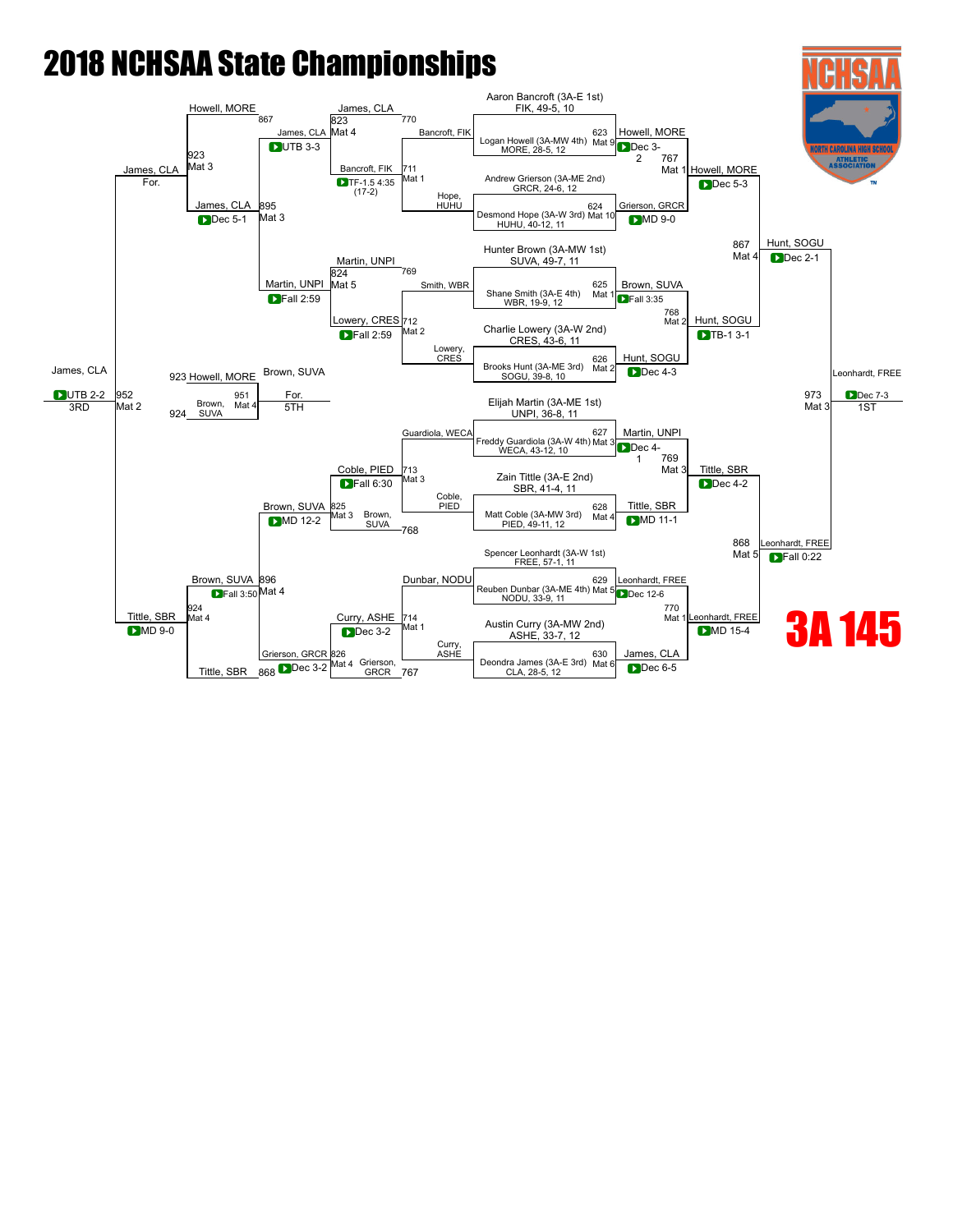# 2018 NCHSAA State Championships

## 3A 145

### Championship Bracket

**Quarterfinals**

| Bout | Mat | Wrestler A | Wrestler B | Winner | Result |
|---|---|---|---|---|---|
| 623 | Mat 9 | Aaron Bancroft (3A-E 1st) FIK, 49-5, 10 | Logan Howell (3A-MW 4th) MORE, 28-5, 12 | Howell, MORE | Dec 3-2 |
| 624 | Mat 10 | Andrew Grierson (3A-ME 2nd) GRCR, 24-6, 12 | Desmond Hope (3A-W 3rd) HUHU, 40-12, 11 | Grierson, GRCR | MD 9-0 |
| 625 | Mat 1 | Hunter Brown (3A-MW 1st) SUVA, 49-7, 11 | Shane Smith (3A-E 4th) WBR, 19-9, 12 | Brown, SUVA | Fall 3:35 |
| 626 | Mat 2 | Charlie Lowery (3A-W 2nd) CRES, 43-6, 11 | Brooks Hunt (3A-ME 3rd) SOGU, 39-8, 10 | Hunt, SOGU | Dec 4-3 |
| 627 | Mat 3 | Elijah Martin (3A-ME 1st) UNPI, 36-8, 11 | Freddy Guardiola (3A-W 4th) WECA, 43-12, 10 | Martin, UNPI | Dec 4-1 |
| 628 | Mat 4 | Zain Tittle (3A-E 2nd) SBR, 41-4, 11 | Matt Coble (3A-MW 3rd) PIED, 49-11, 12 | Tittle, SBR | MD 11-1 |
| 629 | Mat 5 | Spencer Leonhardt (3A-W 1st) FREE, 57-1, 11 | Reuben Dunbar (3A-ME 4th) NODU, 33-9, 11 | Leonhardt, FREE | Dec 12-6 |
| 630 | Mat 6 | Austin Curry (3A-MW 2nd) ASHE, 33-7, 12 | Deondra James (3A-E 3rd) CLA, 28-5, 12 | James, CLA | Dec 6-5 |

**Semifinals**

| Bout | Mat | Wrestler A | Wrestler B | Winner | Result |
|---|---|---|---|---|---|
| 767 | Mat 1 | Howell, MORE | Grierson, GRCR | Howell, MORE | Dec 5-3 |
| 768 | Mat 2 | Brown, SUVA | Hunt, SOGU | Hunt, SOGU | TB-1 3-1 |
| 769 | Mat 3 | Martin, UNPI | Tittle, SBR | Tittle, SBR | Dec 4-2 |
| 770 | Mat 1 | Leonhardt, FREE | James, CLA | Leonhardt, FREE | MD 15-4 |

**Finals**

| Bout | Mat | Wrestler A | Wrestler B | Winner | Result |
|---|---|---|---|---|---|
| 867 | Mat 4 | Howell, MORE | Hunt, SOGU | Hunt, SOGU | Dec 2-1 |
| 868 | Mat 5 | Tittle, SBR | Leonhardt, FREE | Leonhardt, FREE | Fall 0:22 |
| 973 | Mat 3 | Hunt, SOGU | Leonhardt, FREE | Leonhardt, FREE (1ST) | Dec 7-3 |

### Consolation Bracket

| Bout | Mat | Wrestler A | Wrestler B | Winner | Result |
|---|---|---|---|---|---|
| 711 | Mat 1 | Bancroft, FIK | Hope, HUHU | Bancroft, FIK | TF-1.5 4:35 (17-2) |
| 712 | Mat 2 | Smith, WBR | Lowery, CRES | Lowery, CRES | Fall 2:59 |
| 713 | Mat 3 | Guardiola, WECA | Coble, PIED | Coble, PIED | Fall 6:30 |
| 714 | Mat 1 | Dunbar, NODU | Curry, ASHE | Curry, ASHE | Dec 3-2 |
| 823 | Mat 4 | James, CLA | Bancroft, FIK | James, CLA | UTB 3-3 |
| 824 | Mat 5 | Martin, UNPI | Lowery, CRES | Martin, UNPI | Fall 2:59 |
| 825 | Mat 3 | Coble, PIED | Brown, SUVA | Brown, SUVA | MD 12-2 |
| 826 | Mat 4 | Curry, ASHE | Grierson, GRCR | Grierson, GRCR | Dec 3-2 |
| 895 | Mat 3 | Howell, MORE | James, CLA | James, CLA | Dec 5-1 |
| 896 | Mat 4 | Brown, SUVA | Grierson, GRCR | Brown, SUVA | Fall 3:50 |
| 923 | Mat 3 | James, CLA | Martin, UNPI | James, CLA | For. |
| 924 | Mat 4 | Brown, SUVA | Tittle, SBR | Tittle, SBR | MD 9-0 |
| 951 | Mat 4 | Howell, MORE | Brown, SUVA | Brown, SUVA (5TH) | For. |
| 952 | Mat 2 | James, CLA | Tittle, SBR | James, CLA (3RD) | UTB 2-2 |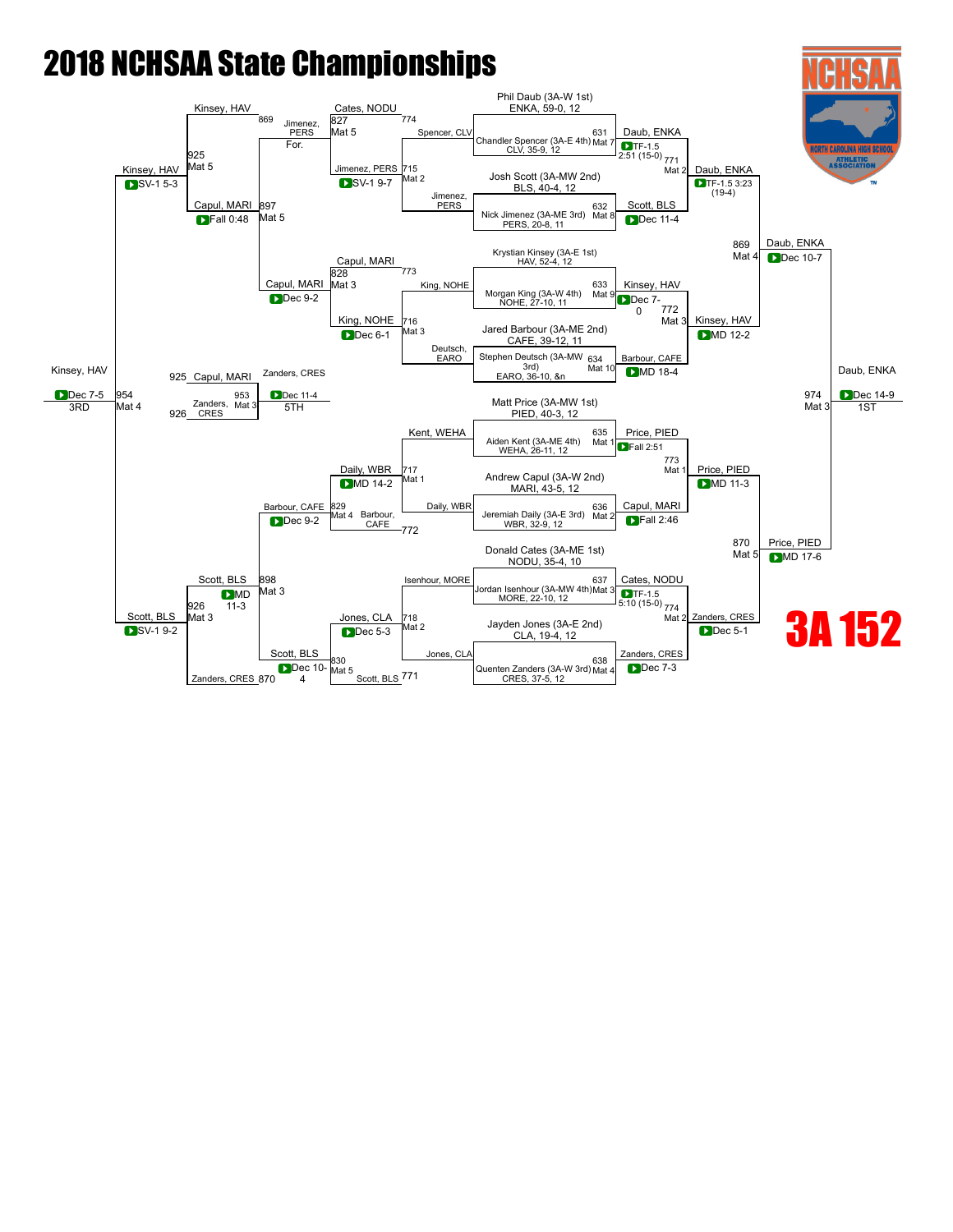# 2018 NCHSAA State Championships

# 3A 152

## Championship Bracket

**Top half**

- Phil Daub (3A-W 1st) ENKA, 59-0, 12 vs. Chandler Spencer (3A-E 4th) CLV, 35-9, 12 — Bout 631, Mat 7 — Daub, ENKA (TF-1.5 2:51 (15-0))
- Josh Scott (3A-MW 2nd) BLS, 40-4, 12 vs. Nick Jimenez (3A-ME 3rd) PERS, 20-8, 11 — Bout 632, Mat 8 — Scott, BLS (Dec 11-4)
- Krystian Kinsey (3A-E 1st) HAV, 52-4, 12 vs. Morgan King (3A-W 4th) NOHE, 27-10, 11 — Bout 633, Mat 9 — Kinsey, HAV (Dec 7-0)
- Jared Barbour (3A-ME 2nd) CAFE, 39-12, 11 vs. Stephen Deutsch (3A-MW 3rd) EARO, 36-10, &n — Bout 634, Mat 10 — Barbour, CAFE (MD 18-4)
- Bout 771, Mat 2: Daub, ENKA over Scott, BLS (TF-1.5 3:23 (19-4))
- Bout 772, Mat 3: Kinsey, HAV over Barbour, CAFE (MD 12-2)
- Bout 869, Mat 4: Daub, ENKA over Kinsey, HAV (Dec 10-7)

**Bottom half**

- Matt Price (3A-MW 1st) PIED, 40-3, 12 vs. Aiden Kent (3A-ME 4th) WEHA, 26-11, 12 — Bout 635, Mat 1 — Price, PIED (Fall 2:51)
- Andrew Capul (3A-W 2nd) MARI, 43-5, 12 vs. Jeremiah Daily (3A-E 3rd) WBR, 32-9, 12 — Bout 636, Mat 2 — Capul, MARI (Fall 2:46)
- Donald Cates (3A-ME 1st) NODU, 35-4, 10 vs. Jordan Isenhour (3A-MW 4th) MORE, 22-10, 12 — Bout 637, Mat 3 — Cates, NODU (TF-1.5 5:10 (15-0))
- Jayden Jones (3A-E 2nd) CLA, 19-4, 12 vs. Quenten Zanders (3A-W 3rd) CRES, 37-5, 12 — Bout 638, Mat 4 — Zanders, CRES (Dec 7-3)
- Bout 773, Mat 1: Price, PIED over Capul, MARI (MD 11-3)
- Bout 774, Mat 2: Zanders, CRES over Cates, NODU (Dec 5-1)
- Bout 870, Mat 5: Price, PIED over Zanders, CRES (MD 17-6)

**Final**

- Bout 974, Mat 3: Daub, ENKA over Price, PIED (Dec 14-9) — 1ST

## Consolation Bracket

**Top half**

- Bout 715, Mat 2: Jimenez, PERS over Spencer, CLV (SV-1 9-7)
- Bout 716, Mat 3: King, NOHE over Deutsch, EARO (Dec 6-1)
- Bout 774 (Cates, NODU) vs. Jimenez, PERS — Bout 827, Mat 5: Jimenez, PERS For.
- Bout 773 (Capul, MARI) vs. King, NOHE — Bout 828, Mat 3: Capul, MARI (Dec 9-2)
- Bout 869 (Kinsey, HAV) vs. Jimenez, PERS — Bout 925, Mat 5: Kinsey, HAV
- Bout 897, Mat 5: Capul, MARI (Fall 0:48)
- Bout 925, Mat 5: Kinsey, HAV over Capul, MARI (SV-1 5-3)

**Bottom half**

- Bout 717, Mat 1: Daily, WBR over Kent, WEHA (MD 14-2)
- Bout 718, Mat 2: Jones, CLA over Isenhour, MORE (Dec 5-3)
- Bout 772 (Barbour, CAFE) vs. Daily, WBR — Bout 829, Mat 4: Barbour, CAFE (Dec 9-2)
- Bout 771 (Scott, BLS) vs. Jones, CLA — Bout 830, Mat 5: Scott, BLS (Dec 10-4)
- Bout 898, Mat 3: Scott, BLS over Barbour, CAFE (MD 11-3)
- Bout 870 (Zanders, CRES) vs. Scott, BLS — Bout 926, Mat 3: Scott, BLS (SV-1 9-2)

**Third place**

- Bout 954, Mat 4: Kinsey, HAV over Scott, BLS (Dec 7-5) — 3RD

**Fifth place**

- Bout 953, Mat 3: Zanders, CRES (925 Capul, MARI vs. 926 Zanders, CRES) (Dec 11-4) — 5TH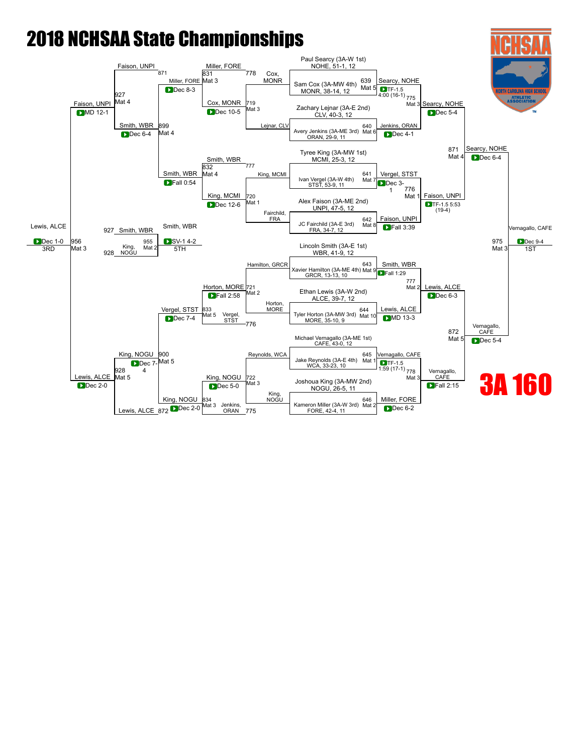# 2018 NCHSAA State Championships

## 3A 160

### Championship Bracket

**Top half**

- Paul Searcy (3A-W 1st), NOHE, 51-1, 12 vs. Sam Cox (3A-MW 4th), MONR, 38-14, 12 — Bout 639, Mat 5: Searcy, NOHE — TF-1.5 4:00 (16-1)
- Zachary Lejnar (3A-E 2nd), CLV, 40-3, 12 vs. Avery Jenkins (3A-ME 3rd), ORAN, 29-9, 11 — Bout 640, Mat 6: Jenkins, ORAN — Dec 4-1
- Bout 775, Mat 3: Searcy, NOHE — Dec 5-4
- Tyree King (3A-MW 1st), MCMI, 25-3, 12 vs. Ivan Vergel (3A-W 4th), STST, 53-9, 11 — Bout 641, Mat 7: Vergel, STST — Dec 3-1
- Alex Faison (3A-ME 2nd), UNPI, 47-5, 12 vs. JC Fairchild (3A-E 3rd), FRA, 34-7, 12 — Bout 642, Mat 8: Faison, UNPI — Fall 3:39
- Bout 776, Mat 1: Faison, UNPI — TF-1.5 5:53 (19-4)
- Bout 871, Mat 4: Searcy, NOHE — Dec 6-4

**Bottom half**

- Lincoln Smith (3A-E 1st), WBR, 41-9, 12 vs. Xavier Hamilton (3A-ME 4th), GRCR, 13-13, 10 — Bout 643, Mat 9: Smith, WBR — Fall 1:29
- Ethan Lewis (3A-W 2nd), ALCE, 39-7, 12 vs. Tyler Horton (3A-MW 3rd), MORE, 35-10, 9 — Bout 644, Mat 10: Lewis, ALCE — MD 13-3
- Bout 777, Mat 2: Lewis, ALCE — Dec 6-3
- Michael Vernagallo (3A-ME 1st), CAFE, 43-0, 12 vs. Jake Reynolds (3A-E 4th), WCA, 33-23, 10 — Bout 645, Mat 1: Vernagallo, CAFE — TF-1.5 1:59 (17-1)
- Joshoua King (3A-MW 2nd), NOGU, 26-5, 11 vs. Kameron Miller (3A-W 3rd), FORE, 42-4, 11 — Bout 646, Mat 2: Miller, FORE — Dec 6-2
- Bout 778, Mat 3: Vernagallo, CAFE — Fall 2:15
- Bout 872, Mat 5: Vernagallo, CAFE — Dec 5-4

**Final**

- Bout 975, Mat 3: Vernagallo, CAFE — Dec 9-4 — 1ST

### Consolation Bracket

**Top half**

- Bout 719, Mat 3: Cox, MONR vs. Lejnar, CLV — Cox, MONR — Dec 10-5
- Bout 831, Mat 3: Miller, FORE vs. Cox, MONR (778) — Miller, FORE — Dec 8-3
- Bout 720, Mat 1: King, MCMI vs. Fairchild, FRA — King, MCMI — Dec 12-6
- Bout 832, Mat 4: Smith, WBR (777) vs. King, MCMI — Smith, WBR — Fall 0:54
- Bout 899, Mat 4: Smith, WBR — Dec 6-4
- Bout 927, Mat 4: Faison, UNPI (871) vs. Smith, WBR — Faison, UNPI — MD 12-1

**Bottom half**

- Bout 721, Mat 2: Hamilton, GRCR vs. Horton, MORE — Horton, MORE — Fall 2:58
- Bout 833, Mat 5: Horton, MORE vs. Vergel, STST (776) — Vergel, STST — Dec 7-4
- Bout 722, Mat 3: Reynolds, WCA vs. King, NOGU — King, NOGU — Dec 5-0
- Bout 834, Mat 3: King, NOGU vs. Jenkins, ORAN (775) — King, NOGU — Dec 2-0
- Bout 900, Mat 5: Vergel, STST vs. King, NOGU — King, NOGU — Dec 7-4
- Bout 928, Mat 5: King, NOGU vs. Lewis, ALCE (872) — Lewis, ALCE — Dec 2-0

**Placement**

- Bout 956, Mat 3: Faison, UNPI vs. Lewis, ALCE — Lewis, ALCE — Dec 1-0 — 3RD
- Bout 955, Mat 2: Smith, WBR (927) vs. King, NOGU (928) — Smith, WBR — SV-1 4-2 — 5TH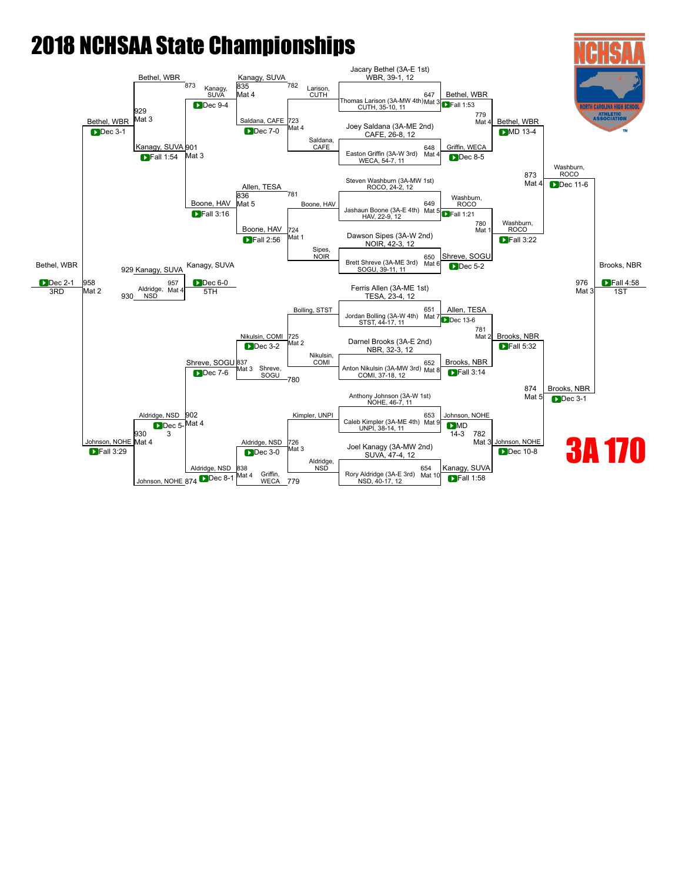# 2018 NCHSAA State Championships

## 3A 170

### Championship Bracket

**Round 1**

| Match | Mat | Wrestler 1 | Wrestler 2 | Winner | Result |
|---|---|---|---|---|---|
| 647 | Mat 3 | Jacary Bethel (3A-E 1st) WBR, 39-1, 12 | Thomas Larison (3A-MW 4th) CUTH, 35-10, 11 | Bethel, WBR | Fall 1:53 |
| 648 | Mat 4 | Joey Saldana (3A-ME 2nd) CAFE, 26-8, 12 | Easton Griffin (3A-W 3rd) WECA, 54-7, 11 | Griffin, WECA | Dec 8-5 |
| 649 | Mat 5 | Steven Washburn (3A-MW 1st) ROCO, 24-2, 12 | Jashaun Boone (3A-E 4th) HAV, 22-9, 12 | Washburn, ROCO | Fall 1:21 |
| 650 | Mat 6 | Dawson Sipes (3A-W 2nd) NOIR, 42-3, 12 | Brett Shreve (3A-ME 3rd) SOGU, 39-11, 11 | Shreve, SOGU | Dec 5-2 |
| 651 | Mat 7 | Ferris Allen (3A-ME 1st) TESA, 23-4, 12 | Jordan Bolling (3A-W 4th) STST, 44-17, 11 | Allen, TESA | Dec 13-6 |
| 652 | Mat 8 | Darnel Brooks (3A-E 2nd) NBR, 32-3, 12 | Anton Nikulsin (3A-MW 3rd) COMI, 37-18, 12 | Brooks, NBR | Fall 3:14 |
| 653 | Mat 9 | Anthony Johnson (3A-W 1st) NOHE, 46-7, 11 | Caleb Kimpler (3A-ME 4th) UNPI, 38-14, 11 | Johnson, NOHE | MD 14-3 |
| 654 | Mat 10 | Joel Kanagy (3A-MW 2nd) SUVA, 47-4, 12 | Rory Aldridge (3A-E 3rd) NSD, 40-17, 12 | Kanagy, SUVA | Fall 1:58 |

**Quarterfinals**

| Match | Mat | Wrestler 1 | Wrestler 2 | Winner | Result |
|---|---|---|---|---|---|
| 779 | Mat 4 | Bethel, WBR | Griffin, WECA | Bethel, WBR | MD 13-4 |
| 780 | Mat 1 | Washburn, ROCO | Shreve, SOGU | Washburn, ROCO | Fall 3:22 |
| 781 | Mat 2 | Allen, TESA | Brooks, NBR | Brooks, NBR | Fall 5:32 |
| 782 | Mat 3 | Johnson, NOHE | Kanagy, SUVA | Johnson, NOHE | Dec 10-8 |

**Semifinals**

| Match | Mat | Wrestler 1 | Wrestler 2 | Winner | Result |
|---|---|---|---|---|---|
| 873 | Mat 4 | Bethel, WBR | Washburn, ROCO | Washburn, ROCO | Dec 11-6 |
| 874 | Mat 5 | Brooks, NBR | Johnson, NOHE | Brooks, NBR | Dec 3-1 |

**Final**

| Match | Mat | Wrestler 1 | Wrestler 2 | Winner | Result |
|---|---|---|---|---|---|
| 976 | Mat 3 | Washburn, ROCO | Brooks, NBR | Brooks, NBR (1ST) | Fall 4:58 |

### Consolation Bracket

| Match | Mat | Wrestler 1 | Wrestler 2 | Winner | Result |
|---|---|---|---|---|---|
| 723 | Mat 4 | Larison, CUTH | Saldana, CAFE | Saldana, CAFE | Dec 7-0 |
| 724 | Mat 1 | Boone, HAV | Sipes, NOIR | Boone, HAV | Fall 2:56 |
| 725 | Mat 2 | Bolling, STST | Nikulsin, COMI | Nikulsin, COMI | Dec 3-2 |
| 726 | Mat 3 | Kimpler, UNPI | Aldridge, NSD | Aldridge, NSD | Dec 3-0 |
| 835 | Mat 4 | Kanagy, SUVA | Saldana, CAFE | Kanagy, SUVA | Dec 9-4 |
| 836 | Mat 5 | Allen, TESA | Boone, HAV | Boone, HAV | Fall 3:16 |
| 837 | Mat 3 | Nikulsin, COMI | Shreve, SOGU | Shreve, SOGU | Dec 7-6 |
| 838 | Mat 4 | Aldridge, NSD | Griffin, WECA | Aldridge, NSD | Dec 8-1 |
| 901 | Mat 3 | Kanagy, SUVA | Boone, HAV | Kanagy, SUVA | Fall 1:54 |
| 902 | Mat 4 | Shreve, SOGU | Aldridge, NSD | Aldridge, NSD | Dec 5-3 |
| 929 | Mat 3 | Bethel, WBR | Kanagy, SUVA | Bethel, WBR | Dec 3-1 |
| 930 | Mat 4 | Aldridge, NSD | Johnson, NOHE | Johnson, NOHE | Fall 3:29 |
| 957 | Mat 4 | Kanagy, SUVA | Aldridge, NSD | Kanagy, SUVA (5TH) | Dec 6-0 |
| 958 | Mat 2 | Bethel, WBR | Johnson, NOHE | Bethel, WBR (3RD) | Dec 2-1 |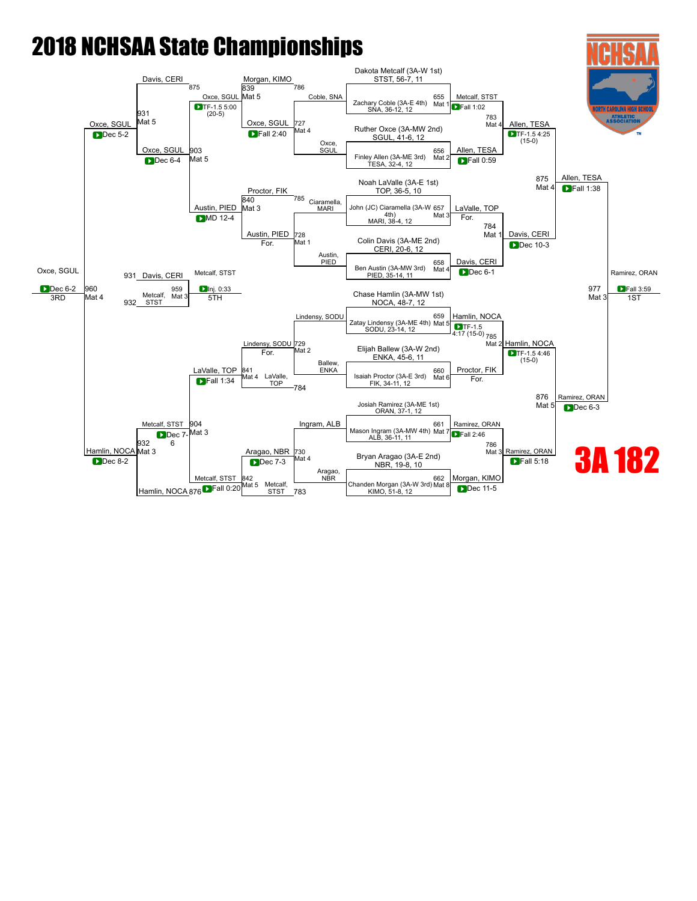# 2018 NCHSAA State Championships

# 3A 182

## Championship Bracket

**Seeds:**
- Dakota Metcalf (3A-W 1st) STST, 56-7, 11
- Zachary Coble (3A-E 4th) SNA, 36-12, 12
- Ruther Oxce (3A-MW 2nd) SGUL, 41-6, 12
- Finley Allen (3A-ME 3rd) TESA, 32-4, 12
- Noah LaValle (3A-E 1st) TOP, 36-5, 10
- John (JC) Ciaramella (3A-W 4th) MARI, 38-4, 12
- Colin Davis (3A-ME 2nd) CERI, 20-6, 12
- Ben Austin (3A-MW 3rd) PIED, 35-14, 11
- Chase Hamlin (3A-MW 1st) NOCA, 48-7, 12
- Zatay Lindensy (3A-ME 4th) SODU, 23-14, 12
- Elijah Ballew (3A-W 2nd) ENKA, 45-6, 11
- Isaiah Proctor (3A-E 3rd) FIK, 34-11, 12
- Josiah Ramirez (3A-ME 1st) ORAN, 37-1, 12
- Mason Ingram (3A-MW 4th) ALB, 36-11, 11
- Bryan Aragao (3A-E 2nd) NBR, 19-8, 10
- Chanden Morgan (3A-W 3rd) KIMO, 51-8, 12

**First Round:**
- 655 Mat 1: Metcalf, STST — Fall 1:02
- 656 Mat 2: Allen, TESA — Fall 0:59
- 657 Mat 3: LaValle, TOP — For.
- 658 Mat 4: Davis, CERI — Dec 6-1
- 659 Mat 5: Hamlin, NOCA — TF-1.5 4:17 (15-0)
- 660 Mat 6: Proctor, FIK — For.
- 661 Mat 7: Ramirez, ORAN — Fall 2:46
- 662 Mat 8: Morgan, KIMO — Dec 11-5

**Quarterfinals:**
- 783 Mat 4: Allen, TESA — TF-1.5 4:25 (15-0)
- 784 Mat 1: Davis, CERI — Dec 10-3
- 785 Mat 2: Hamlin, NOCA — TF-1.5 4:46 (15-0)
- 786 Mat 3: Ramirez, ORAN — Fall 5:18

**Semifinals:**
- 875 Mat 4: Allen, TESA — Fall 1:38
- 876 Mat 5: Ramirez, ORAN — Dec 6-3

**Final:**
- 977 Mat 3: Ramirez, ORAN — Fall 3:59 — 1ST

## Consolation Bracket

**Consolation Round 1:**
- 727 Mat 4: Coble, SNA vs Oxce, SGUL — Oxce, SGUL Fall 2:40
- 728 Mat 1: Ciaramella, MARI vs Austin, PIED — Austin, PIED For.
- 729 Mat 2: Lindensy, SODU vs Ballew, ENKA — Lindensy, SODU For.
- 730 Mat 4: Ingram, ALB vs Aragao, NBR — Aragao, NBR Dec 7-3

**Consolation Round 2:**
- 839 Mat 5: Morgan, KIMO vs Oxce, SGUL — Oxce, SGUL TF-1.5 5:00 (20-5)
- 840 Mat 3: Proctor, FIK vs Austin, PIED — Austin, PIED MD 12-4
- 841 Mat 4: Lindensy, SODU vs LaValle, TOP — LaValle, TOP Fall 1:34
- 842 Mat 5: Aragao, NBR vs Metcalf, STST — Metcalf, STST Fall 0:20

**Consolation Round 3:**
- 903 Mat 5: Oxce, SGUL — Dec 6-4
- 904 Mat 3: Metcalf, STST — Dec 7-6

**Consolation Semifinals:**
- 931 Mat 5: Davis, CERI vs Oxce, SGUL — Oxce, SGUL Dec 5-2
- 932 Mat 3: Metcalf, STST vs Hamlin, NOCA — Hamlin, NOCA Dec 8-2

**3rd Place:**
- 960 Mat 4: Oxce, SGUL — Dec 6-2 — 3RD

**5th Place:**
- 959 Mat 3: Davis, CERI vs Metcalf, STST — Metcalf, STST Inj. 0:33 — 5TH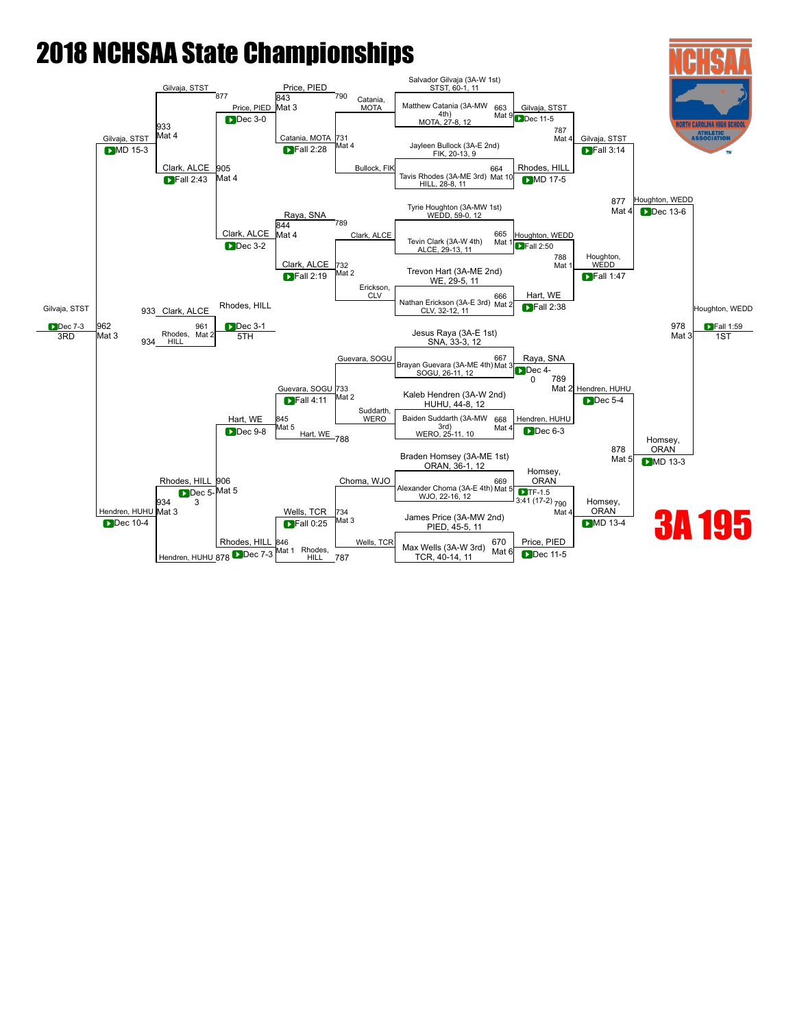# 2018 NCHSAA State Championships

## 3A 195

### Championship Bracket – First Round

| Match | Wrestler 1 | Wrestler 2 | Mat | Winner | Result |
|---|---|---|---|---|---|
| 663 | Salvador Gilvaja (3A-W 1st) STST, 60-1, 11 | Matthew Catania (3A-MW 4th) MOTA, 27-8, 12 | Mat 9 | Gilvaja, STST | Dec 11-5 |
| 664 | Jayleen Bullock (3A-E 2nd) FIK, 20-13, 9 | Tavis Rhodes (3A-ME 3rd) HILL, 28-8, 11 | Mat 10 | Rhodes, HILL | MD 17-5 |
| 665 | Tyrie Houghton (3A-MW 1st) WEDD, 59-0, 12 | Tevin Clark (3A-W 4th) ALCE, 29-13, 11 | Mat 1 | Houghton, WEDD | Fall 2:50 |
| 666 | Trevon Hart (3A-ME 2nd) WE, 29-5, 11 | Nathan Erickson (3A-E 3rd) CLV, 32-12, 11 | Mat 2 | Hart, WE | Fall 2:38 |
| 667 | Jesus Raya (3A-E 1st) SNA, 33-3, 12 | Brayan Guevara (3A-ME 4th) SOGU, 26-11, 12 | Mat 3 | Raya, SNA | Dec 4-0 |
| 668 | Kaleb Hendren (3A-W 2nd) HUHU, 44-8, 12 | Baiden Suddarth (3A-MW 3rd) WERO, 25-11, 10 | Mat 4 | Hendren, HUHU | Dec 6-3 |
| 669 | Braden Homsey (3A-ME 1st) ORAN, 36-1, 12 | Alexander Choma (3A-E 4th) WJO, 22-16, 12 | Mat 5 | Homsey, ORAN | TF-1.5 3:41 (17-2) |
| 670 | James Price (3A-MW 2nd) PIED, 45-5, 11 | Max Wells (3A-W 3rd) TCR, 40-14, 11 | Mat 6 | Price, PIED | Dec 11-5 |

### Championship Quarterfinals / Semifinals

| Match | Wrestler 1 | Wrestler 2 | Mat | Winner | Result |
|---|---|---|---|---|---|
| 787 | Gilvaja, STST | Rhodes, HILL | Mat 4 | Gilvaja, STST | Fall 3:14 |
| 788 | Houghton, WEDD | Hart, WE | Mat 1 | Houghton, WEDD | Fall 1:47 |
| 789 | Raya, SNA | Hendren, HUHU | Mat 2 | Hendren, HUHU | Dec 5-4 |
| 790 | Homsey, ORAN | Price, PIED | Mat 4 | Homsey, ORAN | MD 13-4 |
| 877 | Gilvaja, STST | Houghton, WEDD | Mat 4 | Houghton, WEDD | Dec 13-6 |
| 878 | Hendren, HUHU | Homsey, ORAN | Mat 5 | Homsey, ORAN | MD 13-3 |

### Championship Final

| Match | Wrestler 1 | Wrestler 2 | Mat | Winner | Result |
|---|---|---|---|---|---|
| 978 | Houghton, WEDD | Homsey, ORAN | Mat 3 | Houghton, WEDD (1ST) | Fall 1:59 |

### Consolation Bracket

| Match | Wrestler 1 | Wrestler 2 | Mat | Winner | Result |
|---|---|---|---|---|---|
| 731 | Catania, MOTA | Bullock, FIK | Mat 4 | Catania, MOTA | Fall 2:28 |
| 732 | Clark, ALCE | Erickson, CLV | Mat 2 | Clark, ALCE | Fall 2:19 |
| 733 | Guevara, SOGU | Suddarth, WERO | Mat 2 | Guevara, SOGU | Fall 4:11 |
| 734 | Choma, WJO | Wells, TCR | Mat 3 | Wells, TCR | Fall 0:25 |
| 843 | Price, PIED | Catania, MOTA | Mat 3 | Price, PIED | Dec 3-0 |
| 844 | Raya, SNA | Clark, ALCE | Mat 4 | Clark, ALCE | Dec 3-2 |
| 845 | Guevara, SOGU | Hart, WE | Mat 5 | Hart, WE | Dec 9-8 |
| 846 | Wells, TCR | Rhodes, HILL | Mat 1 | Rhodes, HILL | Dec 7-3 |
| 905 | Price, PIED | Clark, ALCE | Mat 4 | Clark, ALCE | Fall 2:43 |
| 906 | Hart, WE | Rhodes, HILL | Mat 5 | Rhodes, HILL | Dec 5-3 |
| 933 | Gilvaja, STST | Clark, ALCE | Mat 4 | Gilvaja, STST | MD 15-3 |
| 934 | Rhodes, HILL | Hendren, HUHU | Mat 3 | Hendren, HUHU | Dec 10-4 |

### Placement Matches

| Match | Wrestler 1 | Wrestler 2 | Mat | Winner | Result |
|---|---|---|---|---|---|
| 962 | Gilvaja, STST | Hendren, HUHU | Mat 3 | Gilvaja, STST (3RD) | Dec 7-3 |
| 961 | Clark, ALCE | Rhodes, HILL | Mat 2 | Rhodes, HILL (5TH) | Dec 3-1 |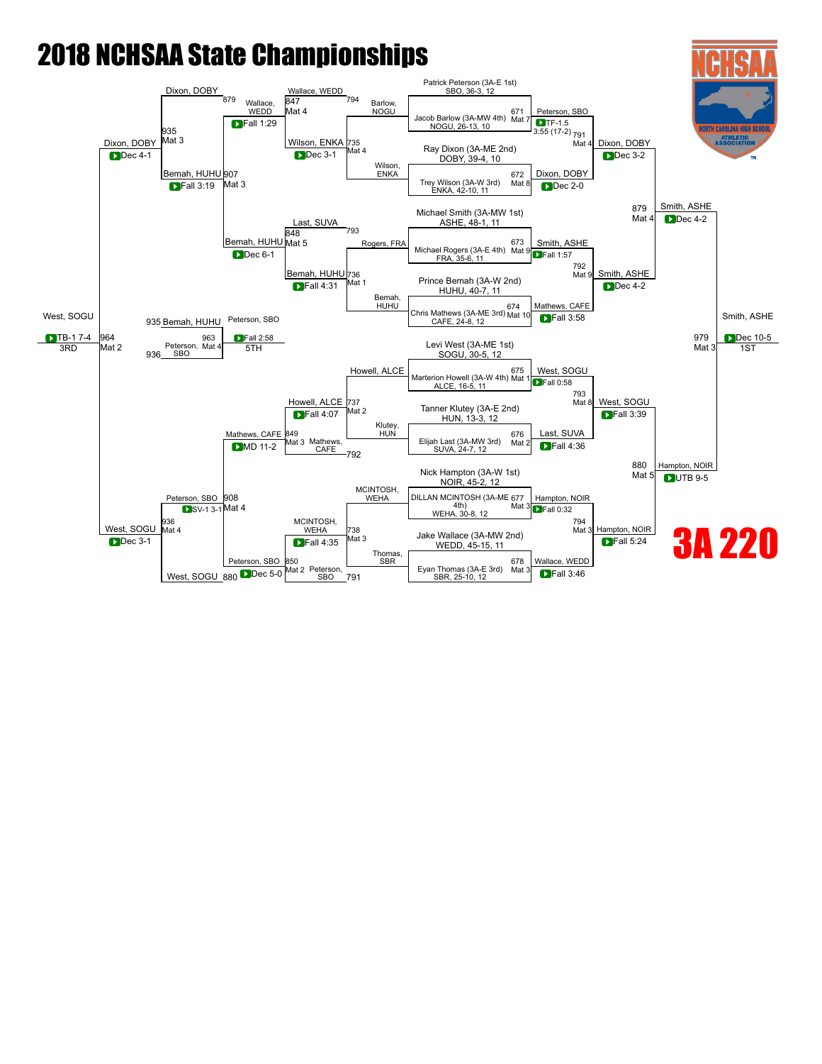# 2018 NCHSAA State Championships

## 3A 220

### Championship Bracket

**Seeds**

- Patrick Peterson (3A-E 1st), SBO, 36-3, 12
- Jacob Barlow (3A-MW 4th), NOGU, 26-13, 10
- Ray Dixon (3A-ME 2nd), DOBY, 39-4, 10
- Trey Wilson (3A-W 3rd), ENKA, 42-10, 11
- Michael Smith (3A-MW 1st), ASHE, 48-1, 11
- Michael Rogers (3A-E 4th), FRA, 35-6, 11
- Prince Bemah (3A-W 2nd), HUHU, 40-7, 11
- Chris Mathews (3A-ME 3rd), CAFE, 24-8, 12
- Levi West (3A-ME 1st), SOGU, 30-5, 12
- Marterion Howell (3A-W 4th), ALCE, 16-5, 11
- Tanner Klutey (3A-E 2nd), HUN, 13-3, 12
- Elijah Last (3A-MW 3rd), SUVA, 24-7, 12
- Nick Hampton (3A-W 1st), NOIR, 45-2, 12
- DILLAN MCINTOSH (3A-ME 4th), WEHA, 30-8, 12
- Jake Wallace (3A-MW 2nd), WEDD, 45-15, 11
- Eyan Thomas (3A-E 3rd), SBR, 25-10, 12

**First Round**

- 671 Mat 7: Peterson, SBO def. Barlow, NOGU — TF-1.5 3:55 (17-2)
- 672 Mat 8: Dixon, DOBY def. Wilson, ENKA — Dec 2-0
- 673 Mat 9: Smith, ASHE def. Rogers, FRA — Fall 1:57
- 674 Mat 10: Mathews, CAFE def. Bemah, HUHU — Fall 3:58
- 675 Mat 1: West, SOGU def. Howell, ALCE — Fall 0:58
- 676 Mat 2: Last, SUVA def. Klutey, HUN — Fall 4:36
- 677 Mat 3: Hampton, NOIR def. MCINTOSH, WEHA — Fall 0:32
- 678 Mat 3: Wallace, WEDD def. Thomas, SBR — Fall 3:46

**Quarterfinals**

- 791 Mat 4: Dixon, DOBY def. Peterson, SBO — Dec 3-2
- 792 Mat 9: Smith, ASHE def. Mathews, CAFE — Dec 4-2
- 793 Mat 8: West, SOGU def. Last, SUVA — Fall 3:39
- 794 Mat 3: Hampton, NOIR def. Wallace, WEDD — Fall 5:24

**Semifinals**

- 879 Mat 4: Smith, ASHE def. Dixon, DOBY — Dec 4-2
- 880 Mat 5: Hampton, NOIR def. West, SOGU — UTB 9-5

**Final**

- 979 Mat 3: Smith, ASHE def. Hampton, NOIR — Dec 10-5 — **1ST**

### Consolation Bracket

**Consolation Round 1**

- 735 Mat 4: Wilson, ENKA def. Barlow, NOGU — Dec 3-1
- 736 Mat 1: Bemah, HUHU def. Rogers, FRA — Fall 4:31
- 737 Mat 2: Howell, ALCE def. Klutey, HUN — Fall 4:07
- 738 Mat 3: MCINTOSH, WEHA def. Thomas, SBR — Fall 4:35

**Consolation Round 2**

- 847 Mat 4: Wallace, WEDD def. Wilson, ENKA — Fall 1:29
- 848 Mat 5: Bemah, HUHU def. Last, SUVA — Dec 6-1
- 849 Mat 3: Mathews, CAFE def. Howell, ALCE — MD 11-2
- 850 Mat 2: Peterson, SBO def. MCINTOSH, WEHA — Dec 5-0

**Consolation Quarterfinals**

- 907 Mat 3: Bemah, HUHU def. Wallace, WEDD — Fall 3:19
- 908 Mat 4: Peterson, SBO def. Mathews, CAFE — SV-1 3-1

**Consolation Semifinals**

- 935 Mat 3: Dixon, DOBY def. Bemah, HUHU — Dec 4-1
- 936 Mat 4: West, SOGU def. Peterson, SBO — Dec 3-1

**3rd Place**

- 964 Mat 2: West, SOGU def. Dixon, DOBY — TB-1 7-4 — **3RD**

**5th Place**

- 963 Mat 4: Peterson, SBO def. Bemah, HUHU — Fall 2:58 — **5TH**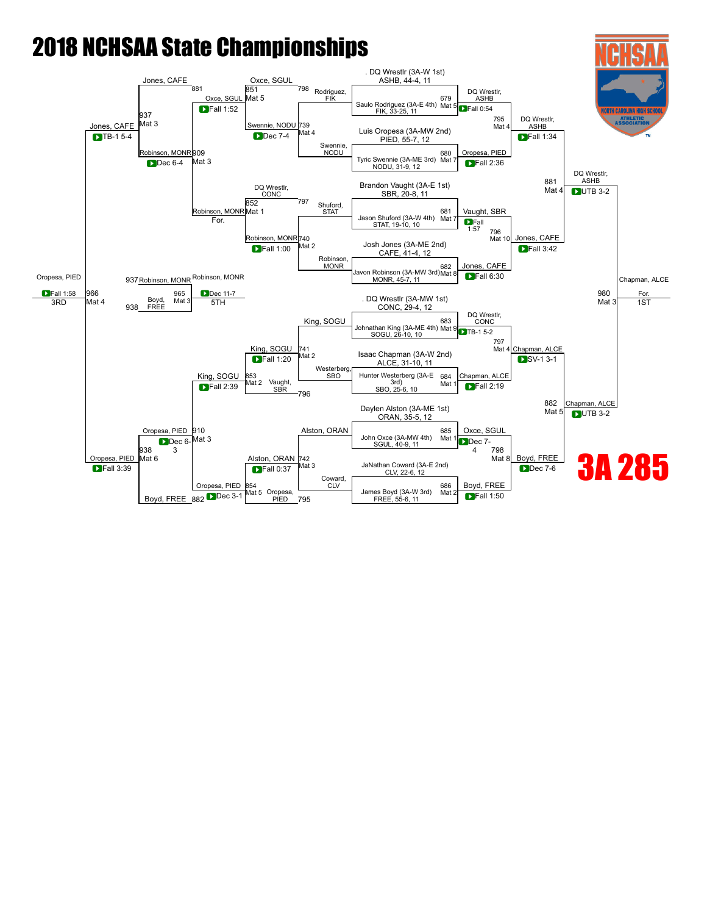# 2018 NCHSAA State Championships

NCHSAA — NORTH CAROLINA HIGH SCHOOL ATHLETIC ASSOCIATION

## 3A 285

**Championship Bracket**

. DQ Wrestlr (3A-W 1st) ASHB, 44-4, 11 — 679 Mat 5 — DQ Wrestlr, ASHB — Fall 0:54
Saulo Rodriguez (3A-E 4th) FIK, 33-25, 11

Luis Oropesa (3A-MW 2nd) PIED, 55-7, 12 — 680 Mat 7 — Oropesa, PIED — Fall 2:36
Tyric Swennie (3A-ME 3rd) NODU, 31-9, 12

795 Mat 4 — DQ Wrestlr, ASHB — Fall 1:34

Brandon Vaught (3A-E 1st) SBR, 20-8, 11 — 681 Mat 7 — Vaught, SBR — Fall 1:57
Jason Shuford (3A-W 4th) STAT, 19-10, 10

Josh Jones (3A-ME 2nd) CAFE, 41-4, 12 — 682 Mat 8 — Jones, CAFE — Fall 6:30
Javon Robinson (3A-MW 3rd) MONR, 45-7, 11

796 Mat 10 — Jones, CAFE — Fall 3:42

881 Mat 4 — DQ Wrestlr, ASHB — UTB 3-2

. DQ Wrestlr (3A-MW 1st) CONC, 29-4, 12 — 683 Mat 9 — DQ Wrestlr, CONC — TB-1 5-2
Johnathan King (3A-ME 4th) SOGU, 26-10, 10

Isaac Chapman (3A-W 2nd) ALCE, 31-10, 11 — 684 Mat 1 — Chapman, ALCE — Fall 2:19
Hunter Westerberg (3A-E 3rd) SBO, 25-6, 10

797 Mat 4 — Chapman, ALCE — SV-1 3-1

Daylen Alston (3A-ME 1st) ORAN, 35-5, 12 — 685 Mat 1 — Oxce, SGUL — Dec 7-4
John Oxce (3A-MW 4th) SGUL, 40-9, 11

JaNathan Coward (3A-E 2nd) CLV, 22-6, 12 — 686 Mat 2 — Boyd, FREE — Fall 1:50
James Boyd (3A-W 3rd) FREE, 55-6, 11

798 Mat 8 — Boyd, FREE — Dec 7-6

882 Mat 5 — Chapman, ALCE — UTB 3-2

980 Mat 3 — Chapman, ALCE — For. — 1ST

**Consolation Bracket**

798 Rodriguez, FIK — 851 Mat 5 — Oxce, SGUL — Fall 1:52
739 Mat 4 Swennie, NODU — Swennie, NODU — Dec 7-4

881 Jones, CAFE — 937 Mat 3 — Jones, CAFE — TB-1 5-4
909 Mat 3 Robinson, MONR — Dec 6-4

797 Shuford, STAT — 852 Mat 1 — DQ Wrestlr, CONC / Robinson, MONR — For.
740 Mat 2 Robinson, MONR — Robinson, MONR — Fall 1:00

741 Mat 2 Westerberg, SBO — King, SOGU — King, SOGU — Fall 1:20
853 Mat 2 Vaught, SBR — 796 — King, SOGU — Fall 2:39

742 Mat 3 Coward, CLV — Alston, ORAN — Alston, ORAN — Fall 0:37
854 Mat 5 Oropesa, PIED — 795 — Oropesa, PIED — Dec 3-1

910 Mat 3 — Oropesa, PIED — Dec 6-3
882 Boyd, FREE — 938 Mat 6 — Oropesa, PIED — Fall 3:39

965 Mat 3 — 937 Robinson, MONR — 938 Boyd, FREE — Robinson, MONR — Dec 11-7 — 5TH

966 Mat 4 — Oropesa, PIED — Fall 1:58 — 3RD